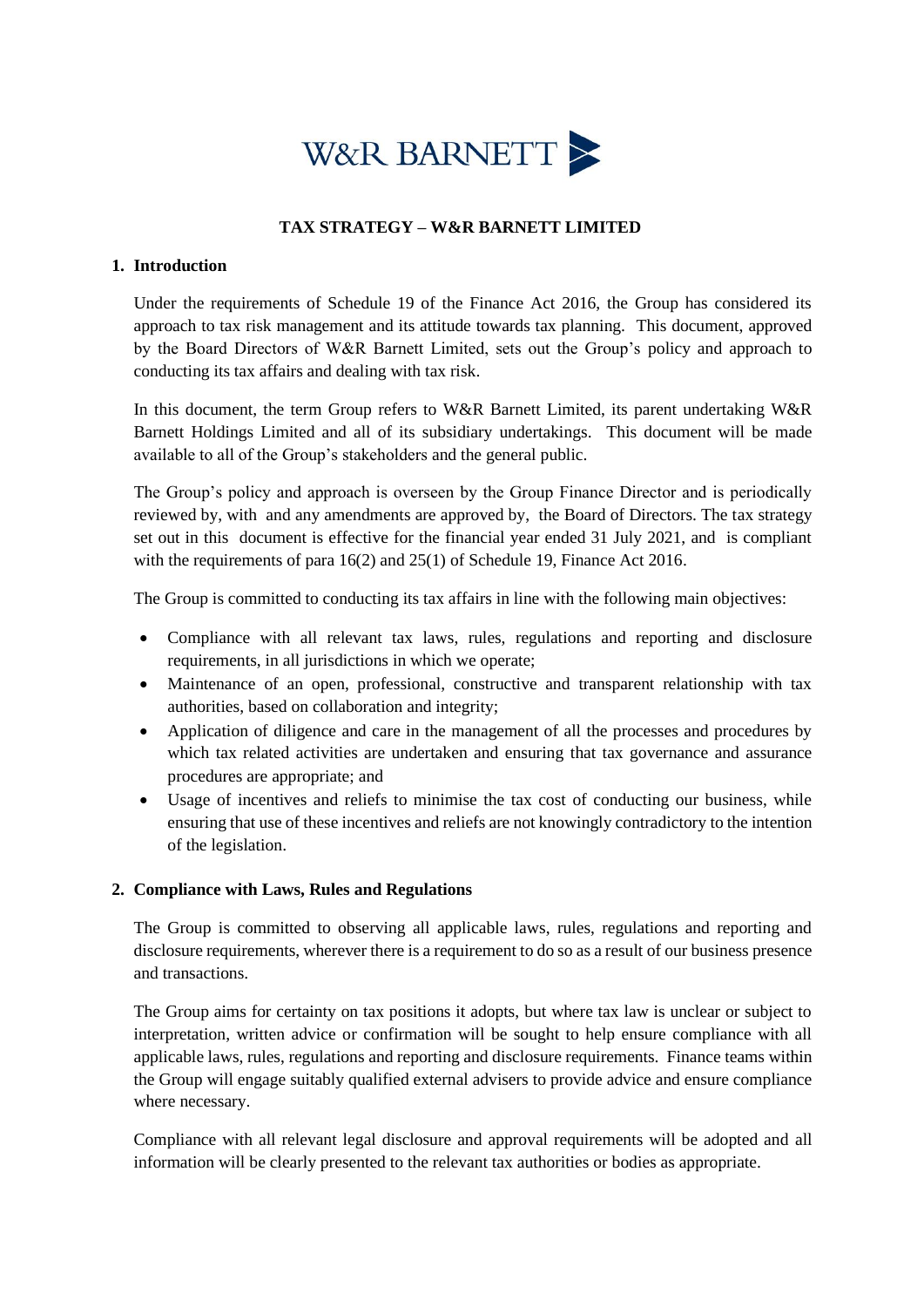W&R BARNETT

# TAX STRATEGY – W&R BARNETT LIMITED

## 1. Introduction

Under the requirements of Schedule 19 of the Finance Act 2016, the Group has considered its approach to tax risk management and its attitude towards tax planning. This document, approved by the Board Directors of W&R Barnett Limited, sets out the Group's policy and approach to conducting its tax affairs and dealing with tax risk.

In this document, the term Group refers to W&R Barnett Limited, its parent undertaking W&R Barnett Holdings Limited and all of its subsidiary undertakings. This document will be made available to all of the Group's stakeholders and the general public.

The Group's policy and approach is overseen by the Group Finance Director and is periodically reviewed by, with and any amendments are approved by, the Board of Directors. The tax strategy set out in this document is effective for the financial year ended 31 July 2021, and is compliant with the requirements of para 16(2) and 25(1) of Schedule 19, Finance Act 2016.

The Group is committed to conducting its tax affairs in line with the following main objectives:

- Compliance with all relevant tax laws, rules, regulations and reporting and disclosure requirements, in all jurisdictions in which we operate;
- Maintenance of an open, professional, constructive and transparent relationship with tax authorities, based on collaboration and integrity;
- Application of diligence and care in the management of all the processes and procedures by which tax related activities are undertaken and ensuring that tax governance and assurance procedures are appropriate; and
- Usage of incentives and reliefs to minimise the tax cost of conducting our business, while ensuring that use of these incentives and reliefs are not knowingly contradictory to the intention of the legislation.

## 2. Compliance with Laws, Rules and Regulations

The Group is committed to observing all applicable laws, rules, regulations and reporting and disclosure requirements, wherever there is a requirement to do so as a result of our business presence and transactions.

The Group aims for certainty on tax positions it adopts, but where tax law is unclear or subject to interpretation, written advice or confirmation will be sought to help ensure compliance with all applicable laws, rules, regulations and reporting and disclosure requirements. Finance teams within the Group will engage suitably qualified external advisers to provide advice and ensure compliance where necessary.

Compliance with all relevant legal disclosure and approval requirements will be adopted and all information will be clearly presented to the relevant tax authorities or bodies as appropriate.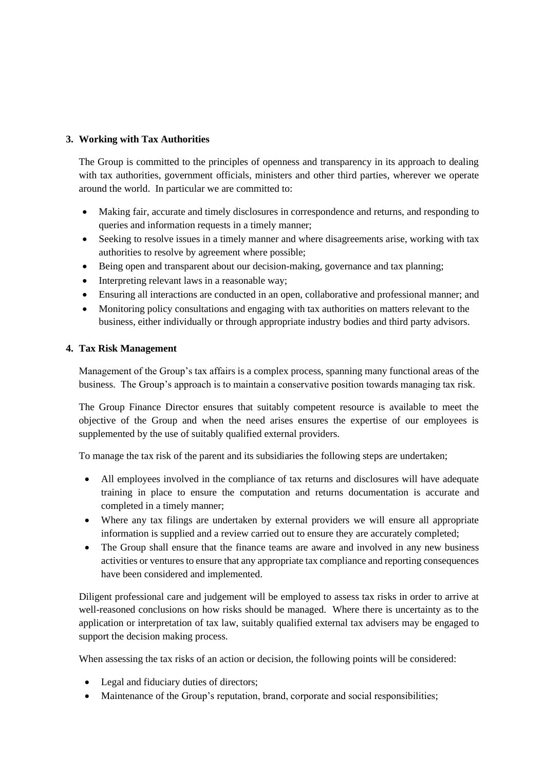## 3. Working with Tax Authorities

The Group is committed to the principles of openness and transparency in its approach to dealing with tax authorities, government officials, ministers and other third parties, wherever we operate around the world. In particular we are committed to:

- Making fair, accurate and timely disclosures in correspondence and returns, and responding to queries and information requests in a timely manner;
- Seeking to resolve issues in a timely manner and where disagreements arise, working with tax authorities to resolve by agreement where possible;
- Being open and transparent about our decision-making, governance and tax planning;
- Interpreting relevant laws in a reasonable way;
- Ensuring all interactions are conducted in an open, collaborative and professional manner; and
- Monitoring policy consultations and engaging with tax authorities on matters relevant to the business, either individually or through appropriate industry bodies and third party advisors.

## 4. Tax Risk Management

Management of the Group's tax affairs is a complex process, spanning many functional areas of the business. The Group's approach is to maintain a conservative position towards managing tax risk.

The Group Finance Director ensures that suitably competent resource is available to meet the objective of the Group and when the need arises ensures the expertise of our employees is supplemented by the use of suitably qualified external providers.

To manage the tax risk of the parent and its subsidiaries the following steps are undertaken;

- All employees involved in the compliance of tax returns and disclosures will have adequate training in place to ensure the computation and returns documentation is accurate and completed in a timely manner;
- Where any tax filings are undertaken by external providers we will ensure all appropriate information is supplied and a review carried out to ensure they are accurately completed;
- The Group shall ensure that the finance teams are aware and involved in any new business activities or ventures to ensure that any appropriate tax compliance and reporting consequences have been considered and implemented.

Diligent professional care and judgement will be employed to assess tax risks in order to arrive at well-reasoned conclusions on how risks should be managed. Where there is uncertainty as to the application or interpretation of tax law, suitably qualified external tax advisers may be engaged to support the decision making process.

When assessing the tax risks of an action or decision, the following points will be considered:

- Legal and fiduciary duties of directors;
- Maintenance of the Group's reputation, brand, corporate and social responsibilities;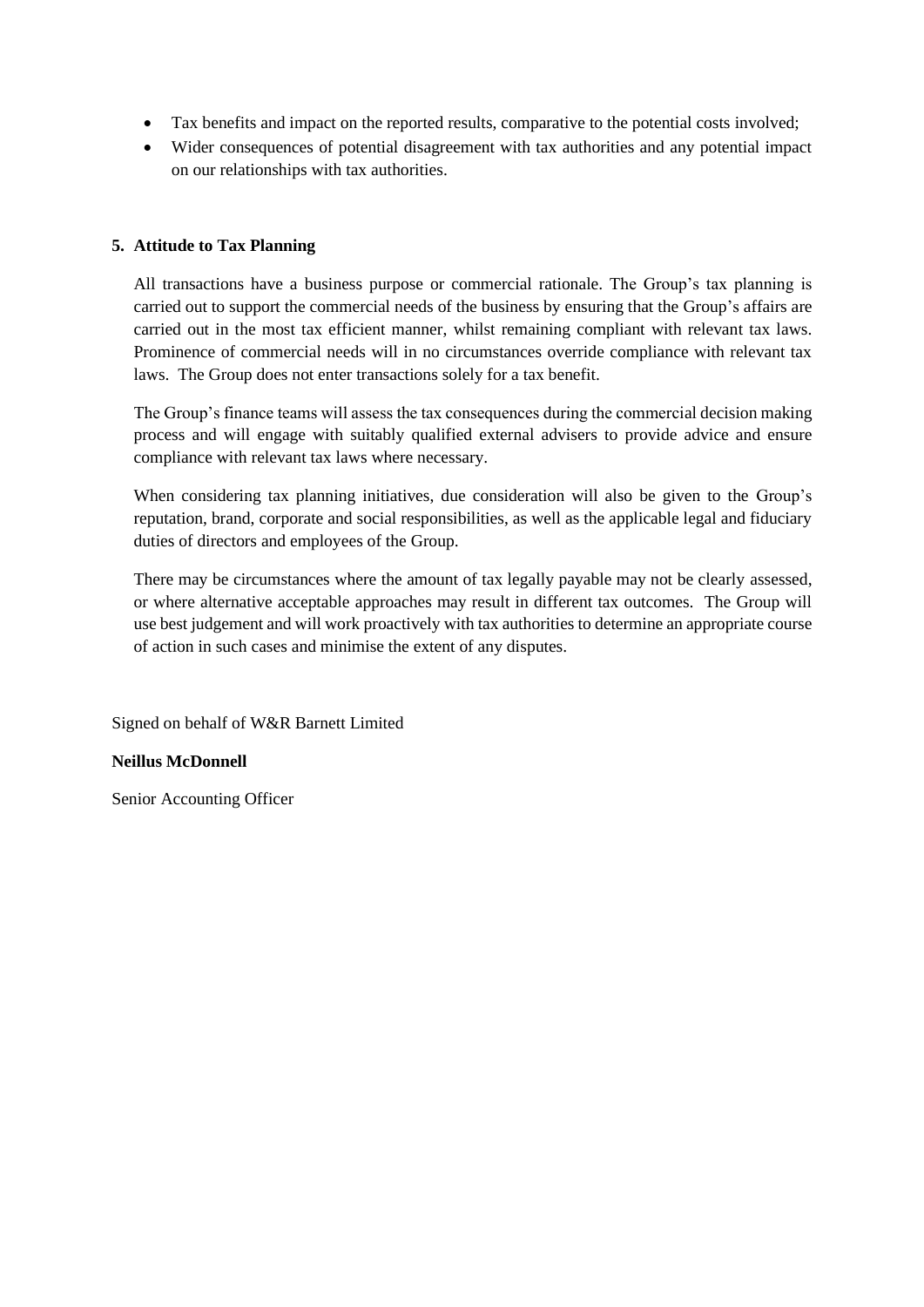- Tax benefits and impact on the reported results, comparative to the potential costs involved;
- Wider consequences of potential disagreement with tax authorities and any potential impact on our relationships with tax authorities.

**5. Attitude to Tax Planning**

All transactions have a business purpose or commercial rationale. The Group's tax planning is carried out to support the commercial needs of the business by ensuring that the Group's affairs are carried out in the most tax efficient manner, whilst remaining compliant with relevant tax laws. Prominence of commercial needs will in no circumstances override compliance with relevant tax laws. The Group does not enter transactions solely for a tax benefit.

The Group's finance teams will assess the tax consequences during the commercial decision making process and will engage with suitably qualified external advisers to provide advice and ensure compliance with relevant tax laws where necessary.

When considering tax planning initiatives, due consideration will also be given to the Group's reputation, brand, corporate and social responsibilities, as well as the applicable legal and fiduciary duties of directors and employees of the Group.

There may be circumstances where the amount of tax legally payable may not be clearly assessed, or where alternative acceptable approaches may result in different tax outcomes. The Group will use best judgement and will work proactively with tax authorities to determine an appropriate course of action in such cases and minimise the extent of any disputes.

Signed on behalf of W&R Barnett Limited

**Neillus McDonnell**

Senior Accounting Officer